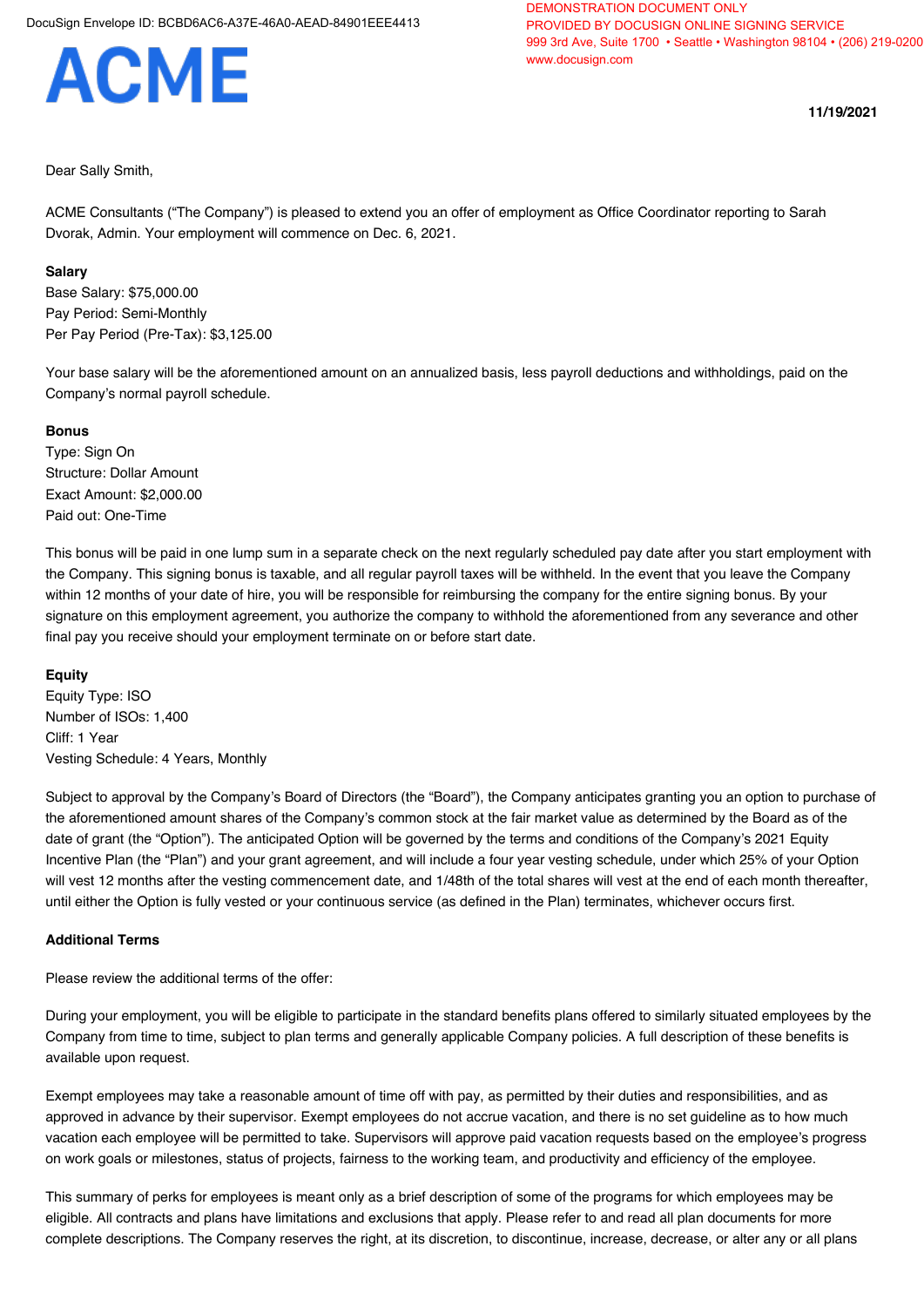DocuSign Envelope ID: BCBD6AC6-A37E-46A0-AEAD-84901EEE4413

DEMONSTRATION DOCUMENT ONLY
PROVIDED BY DOCUSIGN ONLINE SIGNING SERVICE
999 3rd Ave, Suite 1700 • Seattle • Washington 98104 • (206) 219-0200
www.docusign.com

# ACME

**11/19/2021**

Dear Sally Smith,

ACME Consultants ("The Company") is pleased to extend you an offer of employment as Office Coordinator reporting to Sarah Dvorak, Admin. Your employment will commence on Dec. 6, 2021.

**Salary**
Base Salary: $75,000.00
Pay Period: Semi-Monthly
Per Pay Period (Pre-Tax): $3,125.00

Your base salary will be the aforementioned amount on an annualized basis, less payroll deductions and withholdings, paid on the Company's normal payroll schedule.

**Bonus**
Type: Sign On
Structure: Dollar Amount
Exact Amount: $2,000.00
Paid out: One-Time

This bonus will be paid in one lump sum in a separate check on the next regularly scheduled pay date after you start employment with the Company. This signing bonus is taxable, and all regular payroll taxes will be withheld. In the event that you leave the Company within 12 months of your date of hire, you will be responsible for reimbursing the company for the entire signing bonus. By your signature on this employment agreement, you authorize the company to withhold the aforementioned from any severance and other final pay you receive should your employment terminate on or before start date.

**Equity**
Equity Type: ISO
Number of ISOs: 1,400
Cliff: 1 Year
Vesting Schedule: 4 Years, Monthly

Subject to approval by the Company's Board of Directors (the "Board"), the Company anticipates granting you an option to purchase of the aforementioned amount shares of the Company's common stock at the fair market value as determined by the Board as of the date of grant (the "Option"). The anticipated Option will be governed by the terms and conditions of the Company's 2021 Equity Incentive Plan (the "Plan") and your grant agreement, and will include a four year vesting schedule, under which 25% of your Option will vest 12 months after the vesting commencement date, and 1/48th of the total shares will vest at the end of each month thereafter, until either the Option is fully vested or your continuous service (as defined in the Plan) terminates, whichever occurs first.

**Additional Terms**

Please review the additional terms of the offer:

During your employment, you will be eligible to participate in the standard benefits plans offered to similarly situated employees by the Company from time to time, subject to plan terms and generally applicable Company policies. A full description of these benefits is available upon request.

Exempt employees may take a reasonable amount of time off with pay, as permitted by their duties and responsibilities, and as approved in advance by their supervisor. Exempt employees do not accrue vacation, and there is no set guideline as to how much vacation each employee will be permitted to take. Supervisors will approve paid vacation requests based on the employee's progress on work goals or milestones, status of projects, fairness to the working team, and productivity and efficiency of the employee.

This summary of perks for employees is meant only as a brief description of some of the programs for which employees may be eligible. All contracts and plans have limitations and exclusions that apply. Please refer to and read all plan documents for more complete descriptions. The Company reserves the right, at its discretion, to discontinue, increase, decrease, or alter any or all plans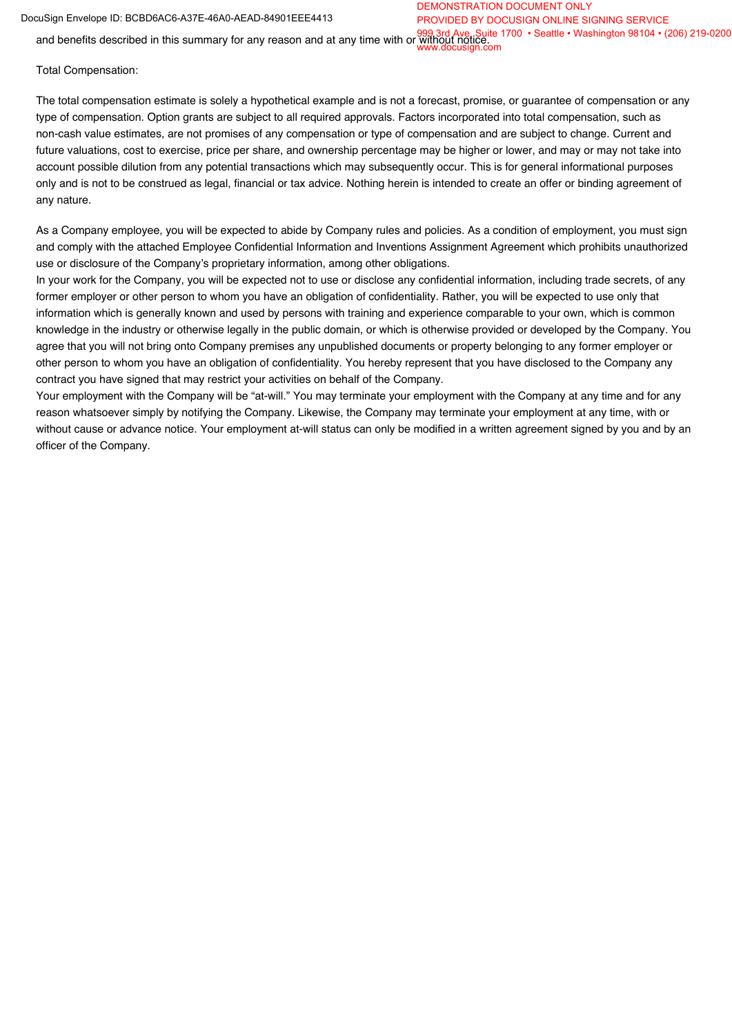and benefits described in this summary for any reason and at any time with or without notice.

Total Compensation:

The total compensation estimate is solely a hypothetical example and is not a forecast, promise, or guarantee of compensation or any type of compensation. Option grants are subject to all required approvals. Factors incorporated into total compensation, such as non-cash value estimates, are not promises of any compensation or type of compensation and are subject to change. Current and future valuations, cost to exercise, price per share, and ownership percentage may be higher or lower, and may or may not take into account possible dilution from any potential transactions which may subsequently occur. This is for general informational purposes only and is not to be construed as legal, financial or tax advice. Nothing herein is intended to create an offer or binding agreement of any nature.

As a Company employee, you will be expected to abide by Company rules and policies. As a condition of employment, you must sign and comply with the attached Employee Confidential Information and Inventions Assignment Agreement which prohibits unauthorized use or disclosure of the Company's proprietary information, among other obligations.

In your work for the Company, you will be expected not to use or disclose any confidential information, including trade secrets, of any former employer or other person to whom you have an obligation of confidentiality. Rather, you will be expected to use only that information which is generally known and used by persons with training and experience comparable to your own, which is common knowledge in the industry or otherwise legally in the public domain, or which is otherwise provided or developed by the Company. You agree that you will not bring onto Company premises any unpublished documents or property belonging to any former employer or other person to whom you have an obligation of confidentiality. You hereby represent that you have disclosed to the Company any contract you have signed that may restrict your activities on behalf of the Company.

Your employment with the Company will be "at-will." You may terminate your employment with the Company at any time and for any reason whatsoever simply by notifying the Company. Likewise, the Company may terminate your employment at any time, with or without cause or advance notice. Your employment at-will status can only be modified in a written agreement signed by you and by an officer of the Company.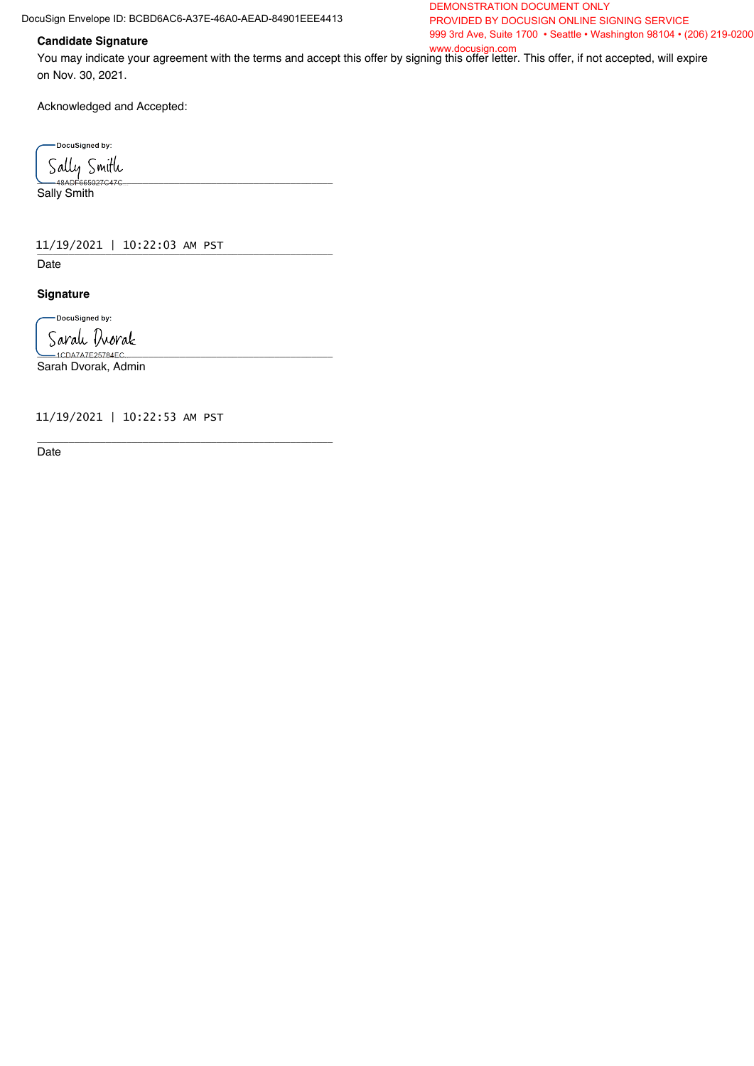DocuSign Envelope ID: BCBD6AC6-A37E-46A0-AEAD-84901EEE4413

DEMONSTRATION DOCUMENT ONLY
PROVIDED BY DOCUSIGN ONLINE SIGNING SERVICE
999 3rd Ave, Suite 1700 • Seattle • Washington 98104 • (206) 219-0200
www.docusign.com

**Candidate Signature**

You may indicate your agreement with the terms and accept this offer by signing this offer letter. This offer, if not accepted, will expire on Nov. 30, 2021.

Acknowledged and Accepted:

DocuSigned by:
Sally Smith
48ADF665027C47C...

Sally Smith

11/19/2021 | 10:22:03 AM PST

Date

**Signature**

DocuSigned by:
Sarah Dvorak
1CDA7A7E25784EC...

Sarah Dvorak, Admin

11/19/2021 | 10:22:53 AM PST

Date